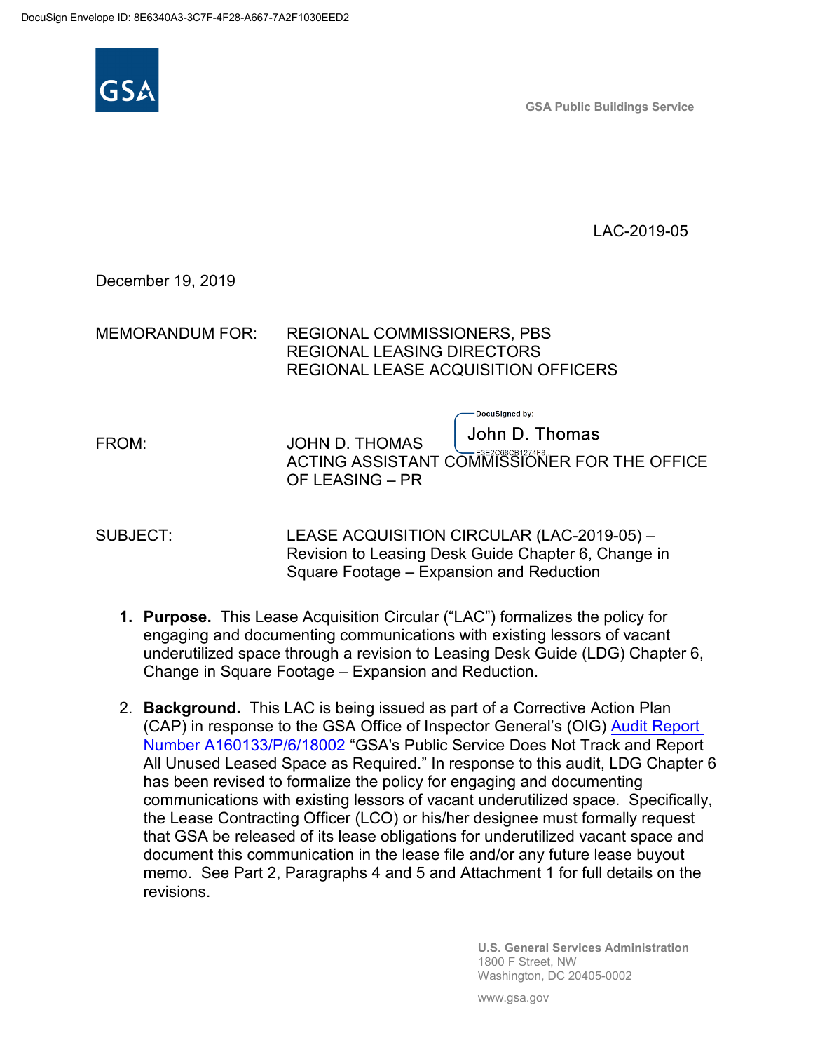DocuSign Envelope ID: 8E6340A3-3C7F-4F28-A667-7A2F1030EED2

GSA

GSA Public Buildings Service

LAC-2019-05

December 19, 2019

MEMORANDUM FOR: REGIONAL COMMISSIONERS, PBS
REGIONAL LEASING DIRECTORS
REGIONAL LEASE ACQUISITION OFFICERS

FROM: JOHN D. THOMAS
ACTING ASSISTANT COMMISSIONER FOR THE OFFICE OF LEASING – PR

DocuSigned by: John D. Thomas
E3E2C68CB1274F8

SUBJECT: LEASE ACQUISITION CIRCULAR (LAC-2019-05) – Revision to Leasing Desk Guide Chapter 6, Change in Square Footage – Expansion and Reduction

1. **Purpose.** This Lease Acquisition Circular ("LAC") formalizes the policy for engaging and documenting communications with existing lessors of vacant underutilized space through a revision to Leasing Desk Guide (LDG) Chapter 6, Change in Square Footage – Expansion and Reduction.

2. **Background.** This LAC is being issued as part of a Corrective Action Plan (CAP) in response to the GSA Office of Inspector General's (OIG) Audit Report Number A160133/P/6/18002 "GSA's Public Service Does Not Track and Report All Unused Leased Space as Required." In response to this audit, LDG Chapter 6 has been revised to formalize the policy for engaging and documenting communications with existing lessors of vacant underutilized space. Specifically, the Lease Contracting Officer (LCO) or his/her designee must formally request that GSA be released of its lease obligations for underutilized vacant space and document this communication in the lease file and/or any future lease buyout memo. See Part 2, Paragraphs 4 and 5 and Attachment 1 for full details on the revisions.

U.S. General Services Administration
1800 F Street, NW
Washington, DC 20405-0002

www.gsa.gov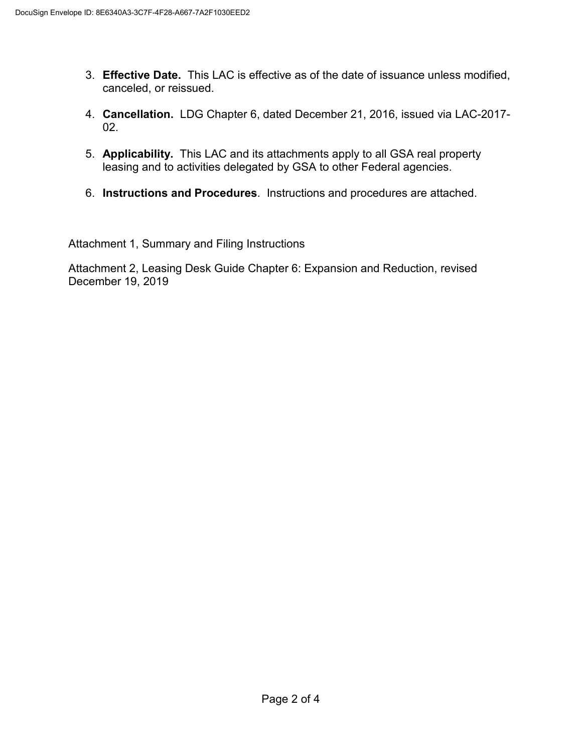3. **Effective Date.** This LAC is effective as of the date of issuance unless modified, canceled, or reissued.

4. **Cancellation.** LDG Chapter 6, dated December 21, 2016, issued via LAC-2017-02.

5. **Applicability.** This LAC and its attachments apply to all GSA real property leasing and to activities delegated by GSA to other Federal agencies.

6. **Instructions and Procedures**. Instructions and procedures are attached.

Attachment 1, Summary and Filing Instructions

Attachment 2, Leasing Desk Guide Chapter 6: Expansion and Reduction, revised December 19, 2019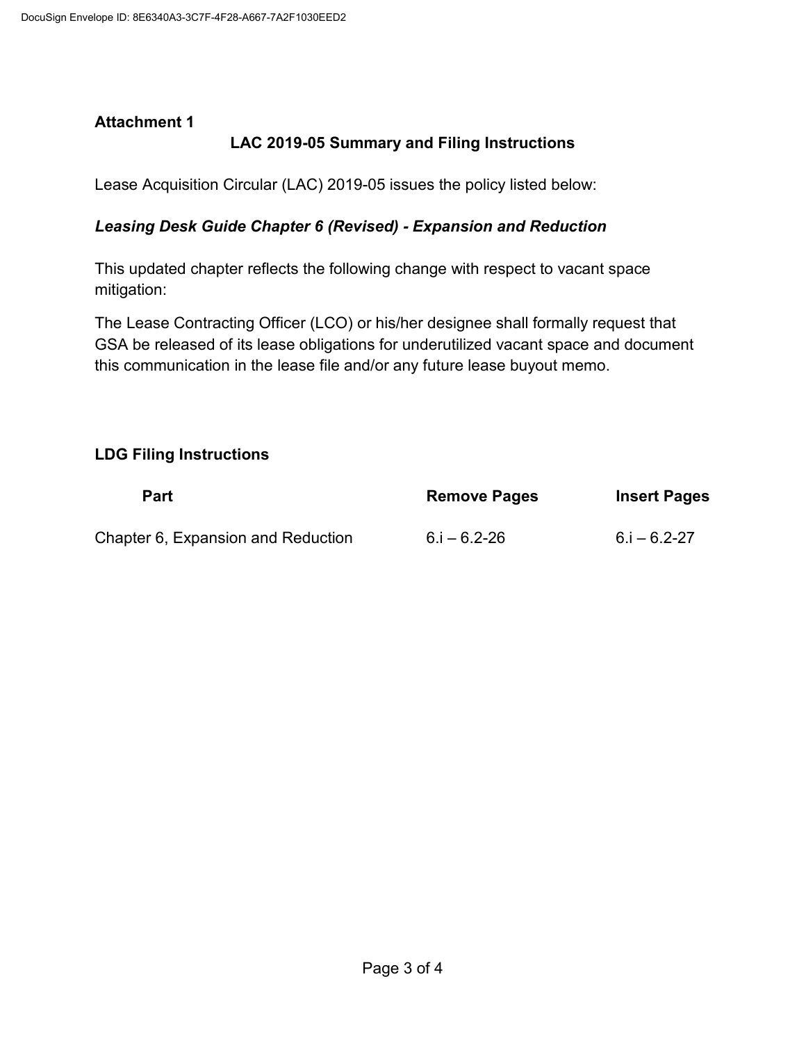**Attachment 1**

## LAC 2019-05 Summary and Filing Instructions

Lease Acquisition Circular (LAC) 2019-05 issues the policy listed below:

### *Leasing Desk Guide Chapter 6 (Revised) - Expansion and Reduction*

This updated chapter reflects the following change with respect to vacant space mitigation:

The Lease Contracting Officer (LCO) or his/her designee shall formally request that GSA be released of its lease obligations for underutilized vacant space and document this communication in the lease file and/or any future lease buyout memo.

### LDG Filing Instructions

| Part | Remove Pages | Insert Pages |
|---|---|---|
| Chapter 6, Expansion and Reduction | 6.i – 6.2-26 | 6.i – 6.2-27 |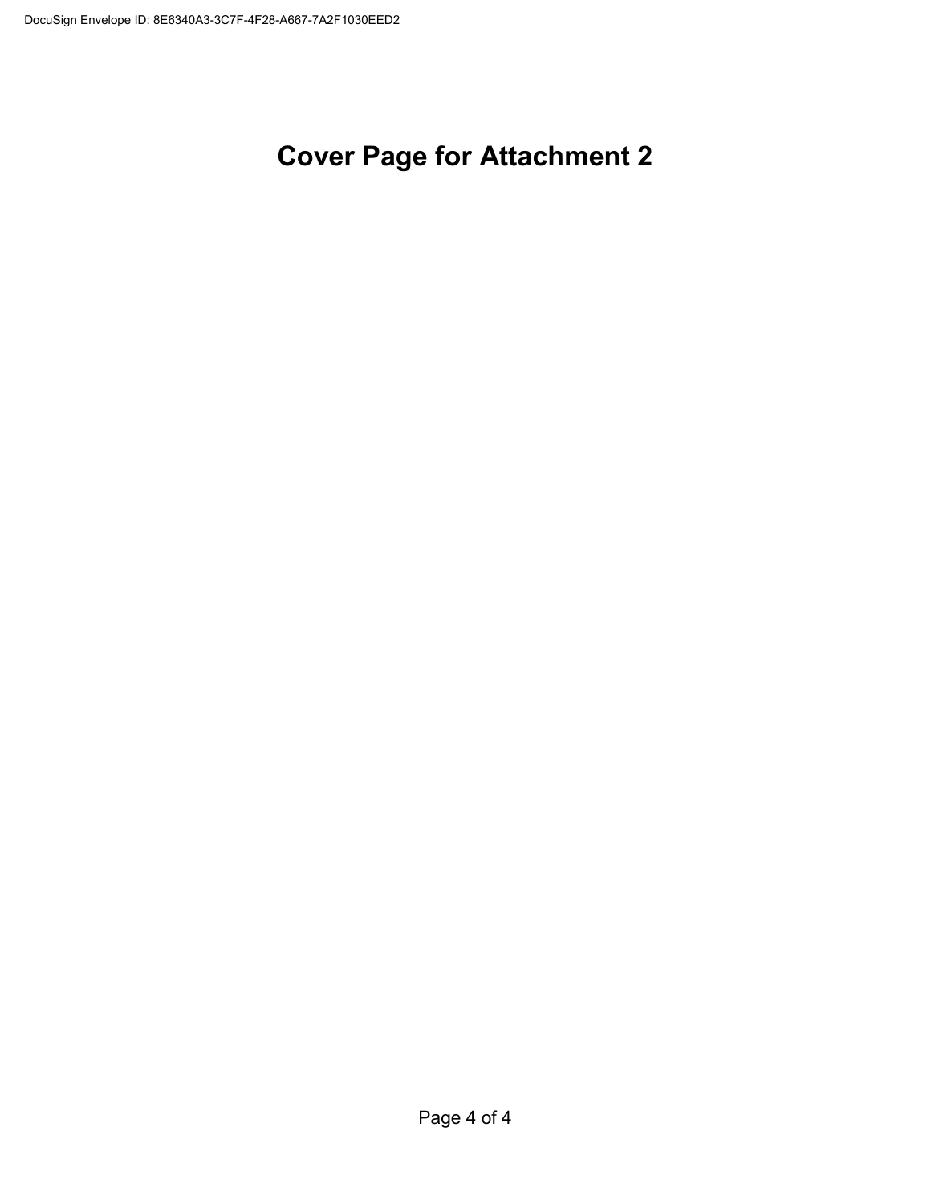# Cover Page for Attachment 2